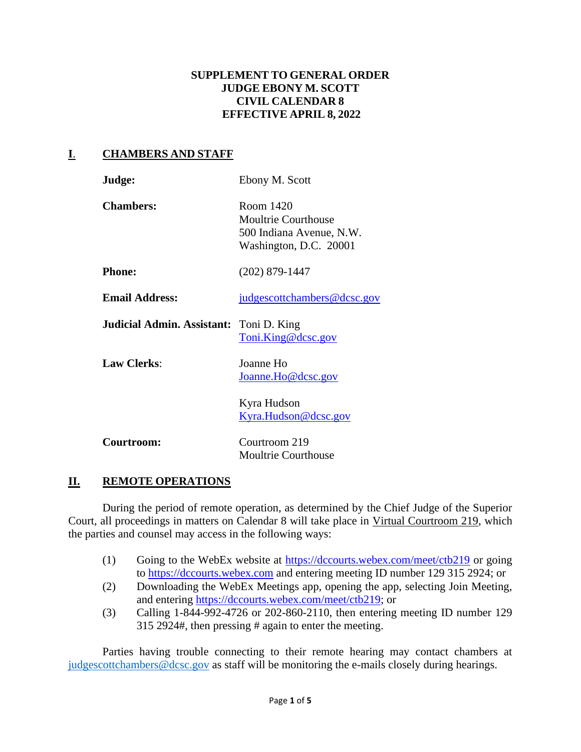**SUPPLEMENT TO GENERAL ORDER**
**JUDGE EBONY M. SCOTT**
**CIVIL CALENDAR 8**
**EFFECTIVE APRIL 8, 2022**

## I. CHAMBERS AND STAFF

**Judge:** Ebony M. Scott

**Chambers:** Room 1420
Moultrie Courthouse
500 Indiana Avenue, N.W.
Washington, D.C. 20001

**Phone:** (202) 879-1447

**Email Address:** judgescottchambers@dcsc.gov

**Judicial Admin. Assistant:** Toni D. King
Toni.King@dcsc.gov

**Law Clerks**: Joanne Ho
Joanne.Ho@dcsc.gov

Kyra Hudson
Kyra.Hudson@dcsc.gov

**Courtroom:** Courtroom 219
Moultrie Courthouse

## II. REMOTE OPERATIONS

During the period of remote operation, as determined by the Chief Judge of the Superior Court, all proceedings in matters on Calendar 8 will take place in Virtual Courtroom 219, which the parties and counsel may access in the following ways:

(1) Going to the WebEx website at https://dccourts.webex.com/meet/ctb219 or going to https://dccourts.webex.com and entering meeting ID number 129 315 2924; or
(2) Downloading the WebEx Meetings app, opening the app, selecting Join Meeting, and entering https://dccourts.webex.com/meet/ctb219; or
(3) Calling 1-844-992-4726 or 202-860-2110, then entering meeting ID number 129 315 2924#, then pressing # again to enter the meeting.

Parties having trouble connecting to their remote hearing may contact chambers at judgescottchambers@dcsc.gov as staff will be monitoring the e-mails closely during hearings.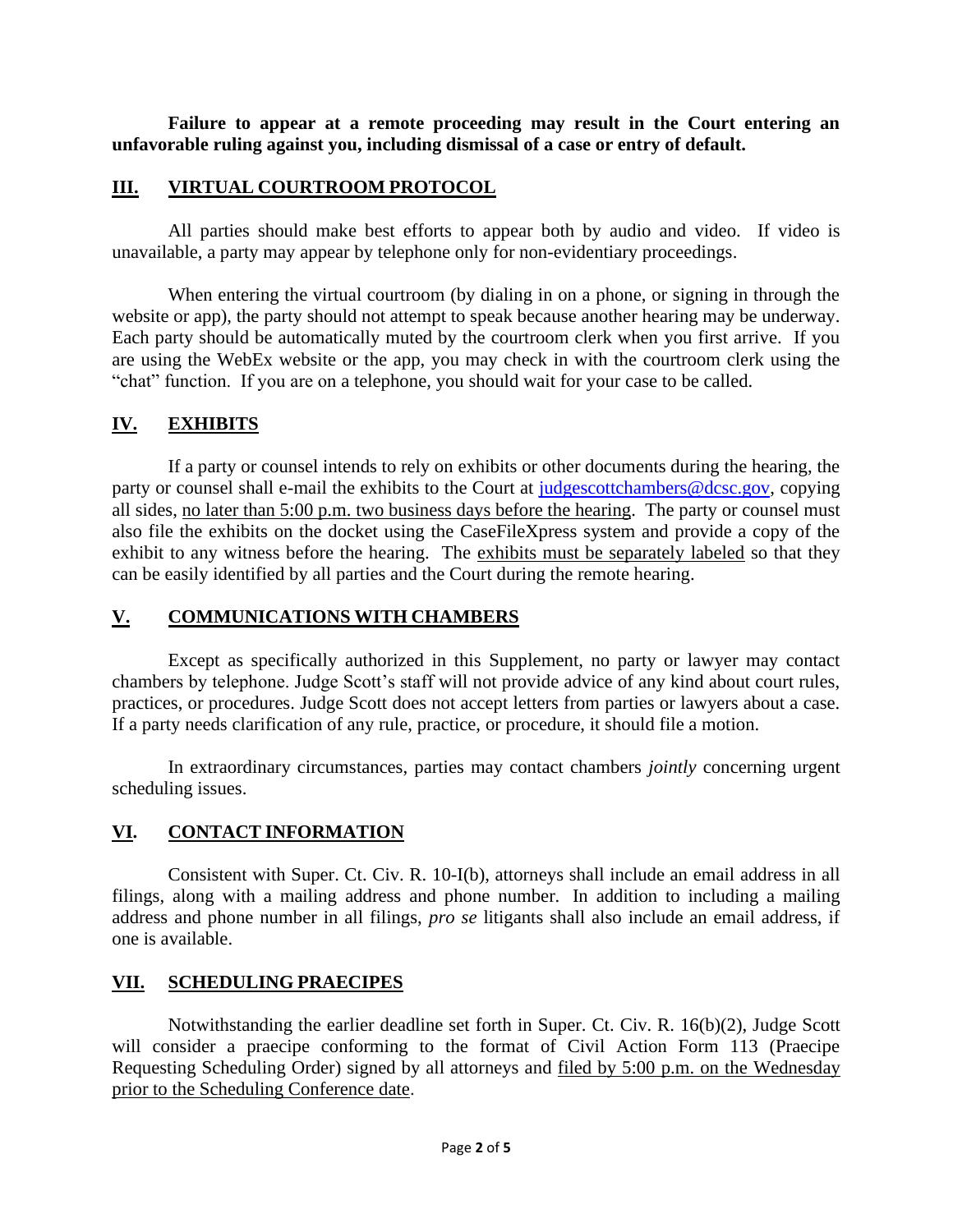**Failure to appear at a remote proceeding may result in the Court entering an unfavorable ruling against you, including dismissal of a case or entry of default.**

## III. VIRTUAL COURTROOM PROTOCOL

All parties should make best efforts to appear both by audio and video. If video is unavailable, a party may appear by telephone only for non-evidentiary proceedings.

When entering the virtual courtroom (by dialing in on a phone, or signing in through the website or app), the party should not attempt to speak because another hearing may be underway. Each party should be automatically muted by the courtroom clerk when you first arrive. If you are using the WebEx website or the app, you may check in with the courtroom clerk using the "chat" function. If you are on a telephone, you should wait for your case to be called.

## IV. EXHIBITS

If a party or counsel intends to rely on exhibits or other documents during the hearing, the party or counsel shall e-mail the exhibits to the Court at judgescottchambers@dcsc.gov, copying all sides, no later than 5:00 p.m. two business days before the hearing. The party or counsel must also file the exhibits on the docket using the CaseFileXpress system and provide a copy of the exhibit to any witness before the hearing. The exhibits must be separately labeled so that they can be easily identified by all parties and the Court during the remote hearing.

## V. COMMUNICATIONS WITH CHAMBERS

Except as specifically authorized in this Supplement, no party or lawyer may contact chambers by telephone. Judge Scott's staff will not provide advice of any kind about court rules, practices, or procedures. Judge Scott does not accept letters from parties or lawyers about a case. If a party needs clarification of any rule, practice, or procedure, it should file a motion.

In extraordinary circumstances, parties may contact chambers *jointly* concerning urgent scheduling issues.

## VI. CONTACT INFORMATION

Consistent with Super. Ct. Civ. R. 10-I(b), attorneys shall include an email address in all filings, along with a mailing address and phone number. In addition to including a mailing address and phone number in all filings, *pro se* litigants shall also include an email address, if one is available.

## VII. SCHEDULING PRAECIPES

Notwithstanding the earlier deadline set forth in Super. Ct. Civ. R. 16(b)(2), Judge Scott will consider a praecipe conforming to the format of Civil Action Form 113 (Praecipe Requesting Scheduling Order) signed by all attorneys and filed by 5:00 p.m. on the Wednesday prior to the Scheduling Conference date.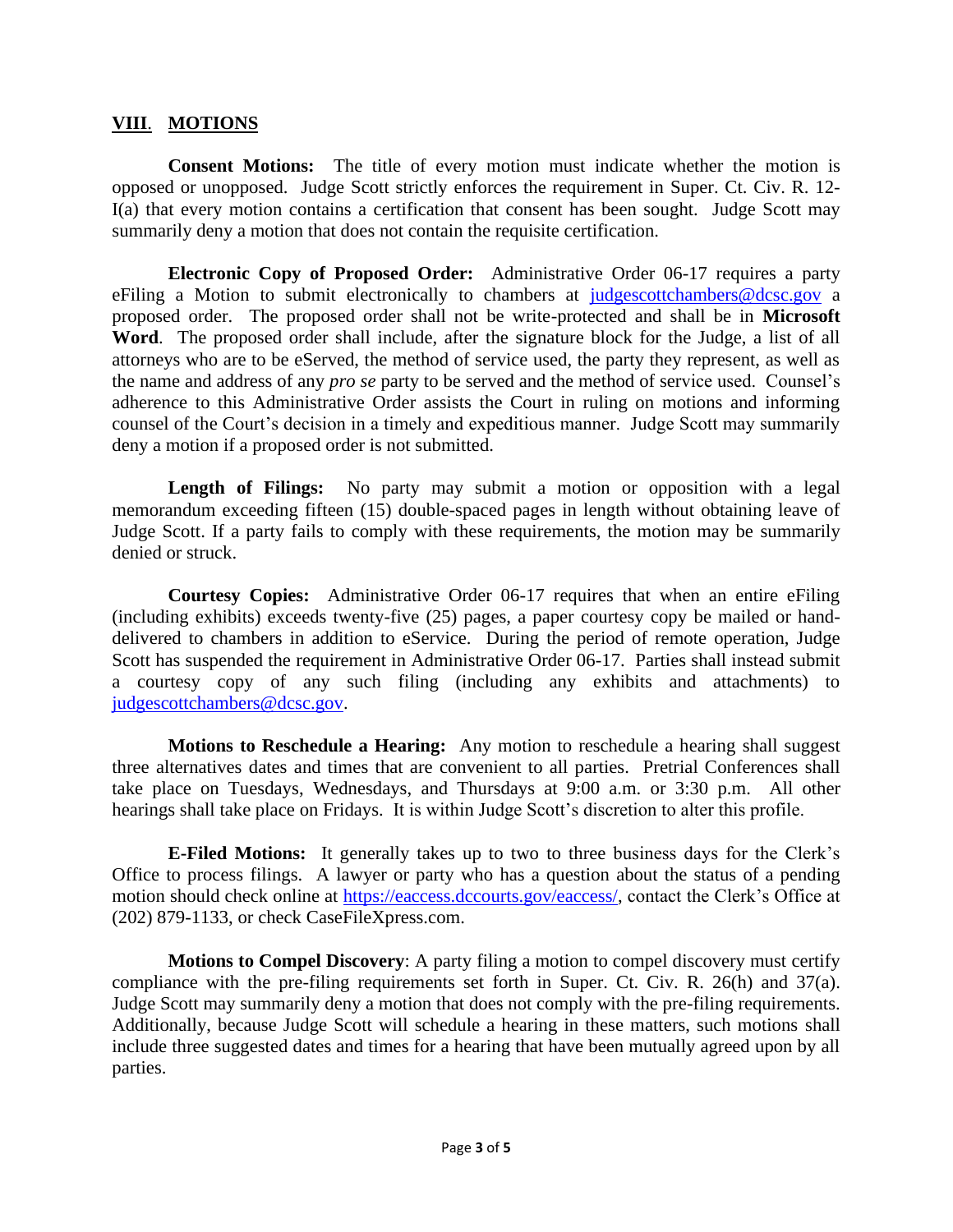## VIII. MOTIONS

**Consent Motions:** The title of every motion must indicate whether the motion is opposed or unopposed. Judge Scott strictly enforces the requirement in Super. Ct. Civ. R. 12-I(a) that every motion contains a certification that consent has been sought. Judge Scott may summarily deny a motion that does not contain the requisite certification.

**Electronic Copy of Proposed Order:** Administrative Order 06-17 requires a party eFiling a Motion to submit electronically to chambers at judgescottchambers@dcsc.gov a proposed order. The proposed order shall not be write-protected and shall be in **Microsoft Word**. The proposed order shall include, after the signature block for the Judge, a list of all attorneys who are to be eServed, the method of service used, the party they represent, as well as the name and address of any *pro se* party to be served and the method of service used. Counsel's adherence to this Administrative Order assists the Court in ruling on motions and informing counsel of the Court's decision in a timely and expeditious manner. Judge Scott may summarily deny a motion if a proposed order is not submitted.

**Length of Filings:** No party may submit a motion or opposition with a legal memorandum exceeding fifteen (15) double-spaced pages in length without obtaining leave of Judge Scott. If a party fails to comply with these requirements, the motion may be summarily denied or struck.

**Courtesy Copies:** Administrative Order 06-17 requires that when an entire eFiling (including exhibits) exceeds twenty-five (25) pages, a paper courtesy copy be mailed or hand-delivered to chambers in addition to eService. During the period of remote operation, Judge Scott has suspended the requirement in Administrative Order 06-17. Parties shall instead submit a courtesy copy of any such filing (including any exhibits and attachments) to judgescottchambers@dcsc.gov.

**Motions to Reschedule a Hearing:** Any motion to reschedule a hearing shall suggest three alternatives dates and times that are convenient to all parties. Pretrial Conferences shall take place on Tuesdays, Wednesdays, and Thursdays at 9:00 a.m. or 3:30 p.m. All other hearings shall take place on Fridays. It is within Judge Scott's discretion to alter this profile.

**E-Filed Motions:** It generally takes up to two to three business days for the Clerk's Office to process filings. A lawyer or party who has a question about the status of a pending motion should check online at https://eaccess.dccourts.gov/eaccess/, contact the Clerk's Office at (202) 879-1133, or check CaseFileXpress.com.

**Motions to Compel Discovery**: A party filing a motion to compel discovery must certify compliance with the pre-filing requirements set forth in Super. Ct. Civ. R. 26(h) and 37(a). Judge Scott may summarily deny a motion that does not comply with the pre-filing requirements. Additionally, because Judge Scott will schedule a hearing in these matters, such motions shall include three suggested dates and times for a hearing that have been mutually agreed upon by all parties.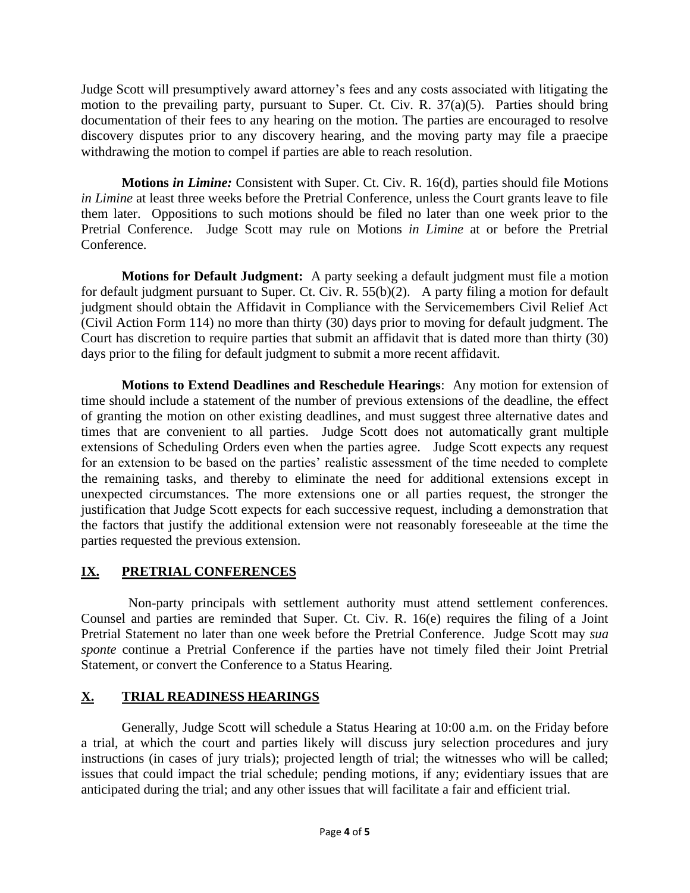Judge Scott will presumptively award attorney's fees and any costs associated with litigating the motion to the prevailing party, pursuant to Super. Ct. Civ. R. 37(a)(5). Parties should bring documentation of their fees to any hearing on the motion. The parties are encouraged to resolve discovery disputes prior to any discovery hearing, and the moving party may file a praecipe withdrawing the motion to compel if parties are able to reach resolution.

**Motions *in Limine:*** Consistent with Super. Ct. Civ. R. 16(d), parties should file Motions *in Limine* at least three weeks before the Pretrial Conference, unless the Court grants leave to file them later. Oppositions to such motions should be filed no later than one week prior to the Pretrial Conference. Judge Scott may rule on Motions *in Limine* at or before the Pretrial Conference.

**Motions for Default Judgment:** A party seeking a default judgment must file a motion for default judgment pursuant to Super. Ct. Civ. R. 55(b)(2). A party filing a motion for default judgment should obtain the Affidavit in Compliance with the Servicemembers Civil Relief Act (Civil Action Form 114) no more than thirty (30) days prior to moving for default judgment. The Court has discretion to require parties that submit an affidavit that is dated more than thirty (30) days prior to the filing for default judgment to submit a more recent affidavit.

**Motions to Extend Deadlines and Reschedule Hearings**: Any motion for extension of time should include a statement of the number of previous extensions of the deadline, the effect of granting the motion on other existing deadlines, and must suggest three alternative dates and times that are convenient to all parties. Judge Scott does not automatically grant multiple extensions of Scheduling Orders even when the parties agree. Judge Scott expects any request for an extension to be based on the parties' realistic assessment of the time needed to complete the remaining tasks, and thereby to eliminate the need for additional extensions except in unexpected circumstances. The more extensions one or all parties request, the stronger the justification that Judge Scott expects for each successive request, including a demonstration that the factors that justify the additional extension were not reasonably foreseeable at the time the parties requested the previous extension.

## IX. PRETRIAL CONFERENCES

Non-party principals with settlement authority must attend settlement conferences. Counsel and parties are reminded that Super. Ct. Civ. R. 16(e) requires the filing of a Joint Pretrial Statement no later than one week before the Pretrial Conference. Judge Scott may *sua sponte* continue a Pretrial Conference if the parties have not timely filed their Joint Pretrial Statement, or convert the Conference to a Status Hearing.

## X. TRIAL READINESS HEARINGS

Generally, Judge Scott will schedule a Status Hearing at 10:00 a.m. on the Friday before a trial, at which the court and parties likely will discuss jury selection procedures and jury instructions (in cases of jury trials); projected length of trial; the witnesses who will be called; issues that could impact the trial schedule; pending motions, if any; evidentiary issues that are anticipated during the trial; and any other issues that will facilitate a fair and efficient trial.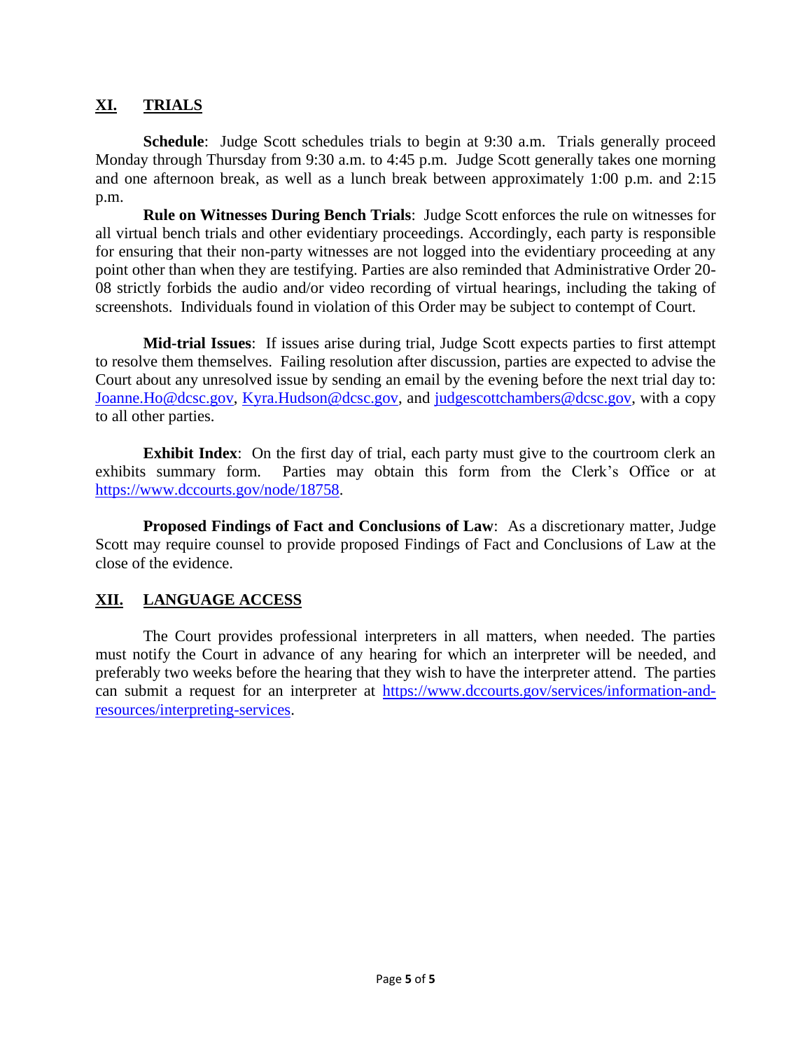## XI. TRIALS

**Schedule**: Judge Scott schedules trials to begin at 9:30 a.m. Trials generally proceed Monday through Thursday from 9:30 a.m. to 4:45 p.m. Judge Scott generally takes one morning and one afternoon break, as well as a lunch break between approximately 1:00 p.m. and 2:15 p.m.

**Rule on Witnesses During Bench Trials**: Judge Scott enforces the rule on witnesses for all virtual bench trials and other evidentiary proceedings. Accordingly, each party is responsible for ensuring that their non-party witnesses are not logged into the evidentiary proceeding at any point other than when they are testifying. Parties are also reminded that Administrative Order 20-08 strictly forbids the audio and/or video recording of virtual hearings, including the taking of screenshots. Individuals found in violation of this Order may be subject to contempt of Court.

**Mid-trial Issues**: If issues arise during trial, Judge Scott expects parties to first attempt to resolve them themselves. Failing resolution after discussion, parties are expected to advise the Court about any unresolved issue by sending an email by the evening before the next trial day to: Joanne.Ho@dcsc.gov, Kyra.Hudson@dcsc.gov, and judgescottchambers@dcsc.gov, with a copy to all other parties.

**Exhibit Index**: On the first day of trial, each party must give to the courtroom clerk an exhibits summary form. Parties may obtain this form from the Clerk's Office or at https://www.dccourts.gov/node/18758.

**Proposed Findings of Fact and Conclusions of Law**: As a discretionary matter, Judge Scott may require counsel to provide proposed Findings of Fact and Conclusions of Law at the close of the evidence.

## XII. LANGUAGE ACCESS

The Court provides professional interpreters in all matters, when needed. The parties must notify the Court in advance of any hearing for which an interpreter will be needed, and preferably two weeks before the hearing that they wish to have the interpreter attend. The parties can submit a request for an interpreter at https://www.dccourts.gov/services/information-and-resources/interpreting-services.